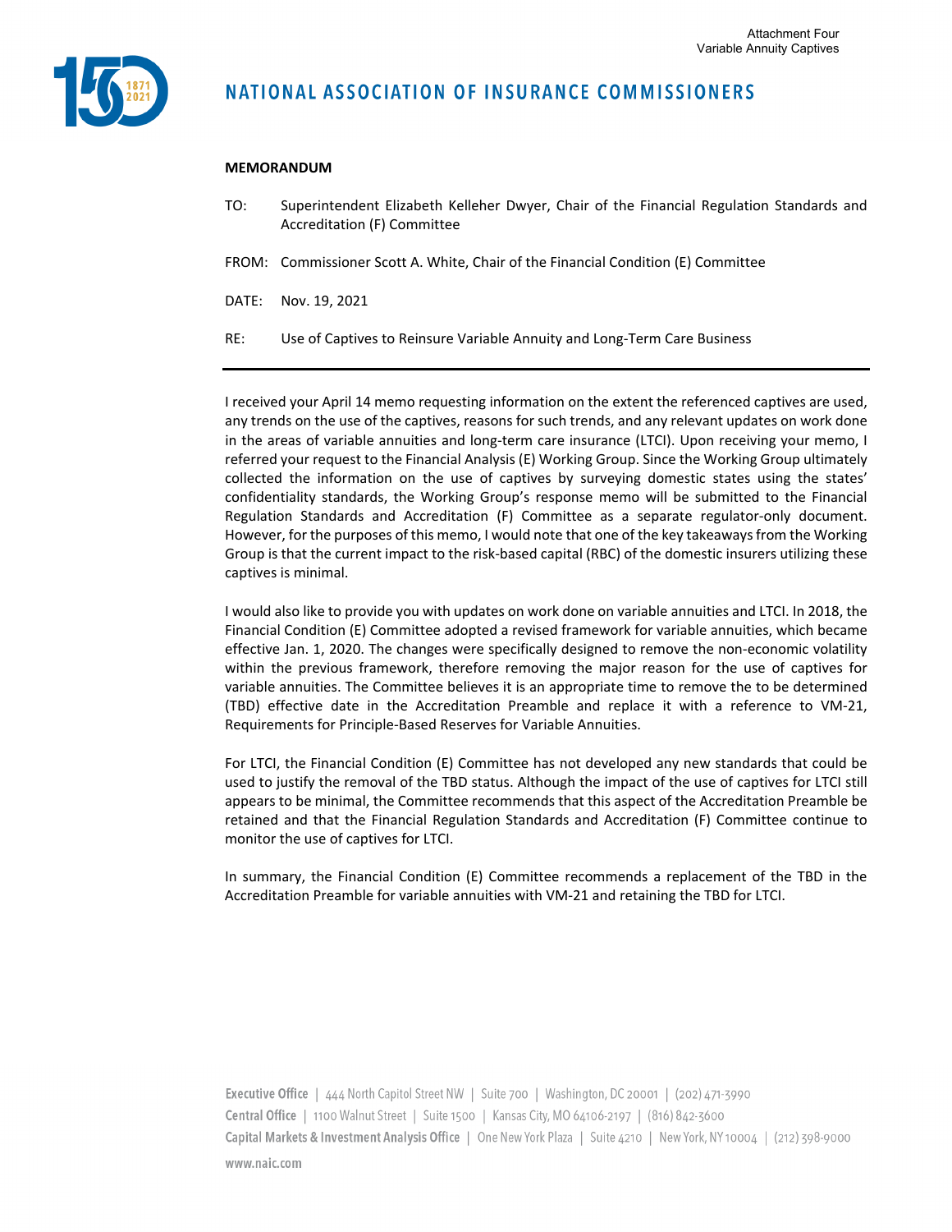Attachment Four
Variable Annuity Captives

# NATIONAL ASSOCIATION OF INSURANCE COMMISSIONERS

**MEMORANDUM**

TO: Superintendent Elizabeth Kelleher Dwyer, Chair of the Financial Regulation Standards and Accreditation (F) Committee

FROM: Commissioner Scott A. White, Chair of the Financial Condition (E) Committee

DATE: Nov. 19, 2021

RE: Use of Captives to Reinsure Variable Annuity and Long-Term Care Business

---

I received your April 14 memo requesting information on the extent the referenced captives are used, any trends on the use of the captives, reasons for such trends, and any relevant updates on work done in the areas of variable annuities and long-term care insurance (LTCI). Upon receiving your memo, I referred your request to the Financial Analysis (E) Working Group. Since the Working Group ultimately collected the information on the use of captives by surveying domestic states using the states' confidentiality standards, the Working Group's response memo will be submitted to the Financial Regulation Standards and Accreditation (F) Committee as a separate regulator-only document. However, for the purposes of this memo, I would note that one of the key takeaways from the Working Group is that the current impact to the risk-based capital (RBC) of the domestic insurers utilizing these captives is minimal.

I would also like to provide you with updates on work done on variable annuities and LTCI. In 2018, the Financial Condition (E) Committee adopted a revised framework for variable annuities, which became effective Jan. 1, 2020. The changes were specifically designed to remove the non-economic volatility within the previous framework, therefore removing the major reason for the use of captives for variable annuities. The Committee believes it is an appropriate time to remove the to be determined (TBD) effective date in the Accreditation Preamble and replace it with a reference to VM-21, Requirements for Principle-Based Reserves for Variable Annuities.

For LTCI, the Financial Condition (E) Committee has not developed any new standards that could be used to justify the removal of the TBD status. Although the impact of the use of captives for LTCI still appears to be minimal, the Committee recommends that this aspect of the Accreditation Preamble be retained and that the Financial Regulation Standards and Accreditation (F) Committee continue to monitor the use of captives for LTCI.

In summary, the Financial Condition (E) Committee recommends a replacement of the TBD in the Accreditation Preamble for variable annuities with VM-21 and retaining the TBD for LTCI.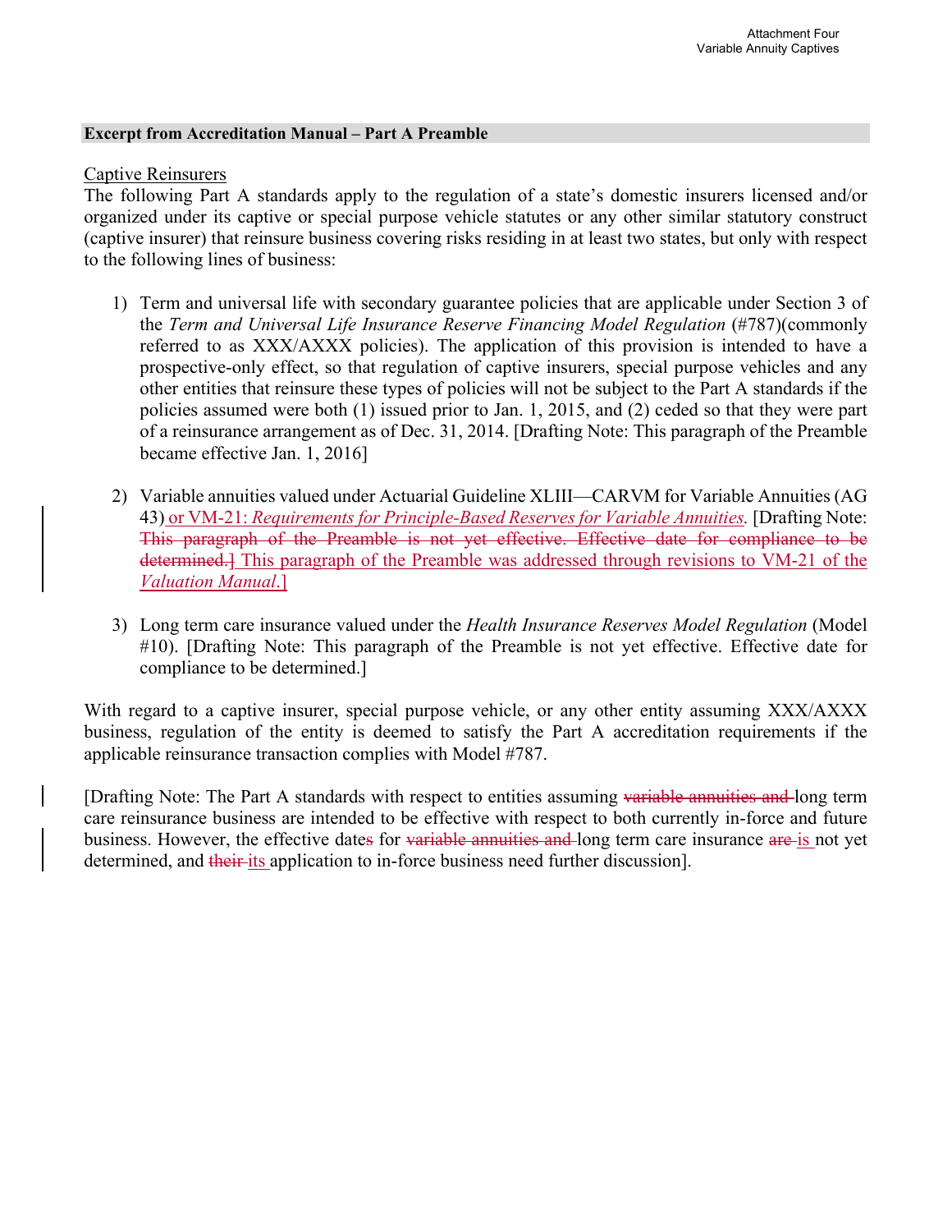**Excerpt from Accreditation Manual – Part A Preamble**

Captive Reinsurers

The following Part A standards apply to the regulation of a state's domestic insurers licensed and/or organized under its captive or special purpose vehicle statutes or any other similar statutory construct (captive insurer) that reinsure business covering risks residing in at least two states, but only with respect to the following lines of business:

1) Term and universal life with secondary guarantee policies that are applicable under Section 3 of the *Term and Universal Life Insurance Reserve Financing Model Regulation* (#787)(commonly referred to as XXX/AXXX policies). The application of this provision is intended to have a prospective-only effect, so that regulation of captive insurers, special purpose vehicles and any other entities that reinsure these types of policies will not be subject to the Part A standards if the policies assumed were both (1) issued prior to Jan. 1, 2015, and (2) ceded so that they were part of a reinsurance arrangement as of Dec. 31, 2014. [Drafting Note: This paragraph of the Preamble became effective Jan. 1, 2016]

2) Variable annuities valued under Actuarial Guideline XLIII—CARVM for Variable Annuities (AG 43) <ins>or VM-21: *Requirements for Principle-Based Reserves for Variable Annuities*.</ins> [Drafting Note: ~~This paragraph of the Preamble is not yet effective. Effective date for compliance to be determined.]~~ <ins>This paragraph of the Preamble was addressed through revisions to VM-21 of the *Valuation Manual*.]</ins>

3) Long term care insurance valued under the *Health Insurance Reserves Model Regulation* (Model #10). [Drafting Note: This paragraph of the Preamble is not yet effective. Effective date for compliance to be determined.]

With regard to a captive insurer, special purpose vehicle, or any other entity assuming XXX/AXXX business, regulation of the entity is deemed to satisfy the Part A accreditation requirements if the applicable reinsurance transaction complies with Model #787.

[Drafting Note: The Part A standards with respect to entities assuming ~~variable annuities and~~ long term care reinsurance business are intended to be effective with respect to both currently in-force and future business. However, the effective date~~s~~ for ~~variable annuities and~~ long term care insurance ~~are~~ <ins>is</ins> not yet determined, and ~~their~~ <ins>its</ins> application to in-force business need further discussion].